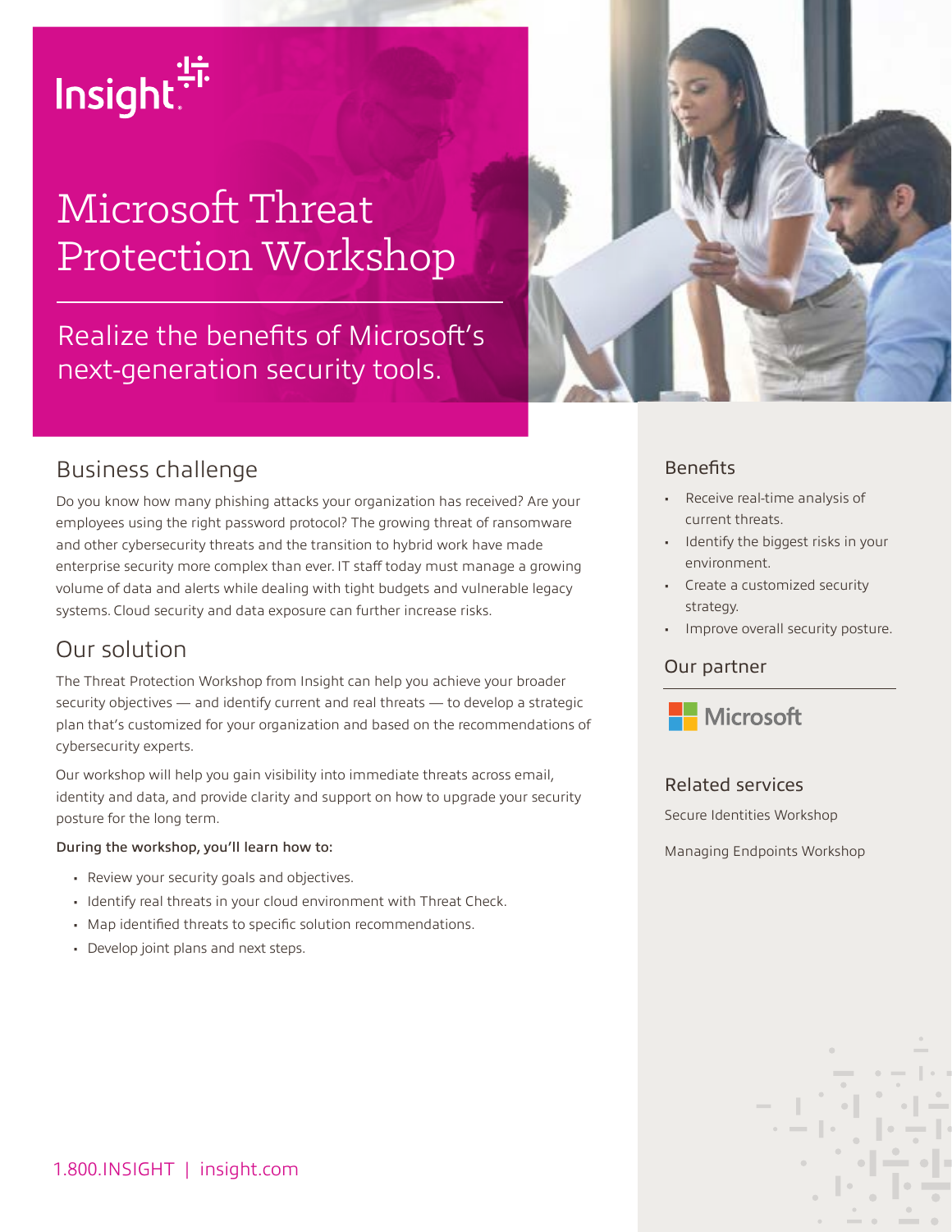Insight

# Microsoft Threat Protection Workshop

Realize the benefits of Microsoft's next-generation security tools.

## Business challenge

Do you know how many phishing attacks your organization has received? Are your employees using the right password protocol? The growing threat of ransomware and other cybersecurity threats and the transition to hybrid work have made enterprise security more complex than ever. IT staff today must manage a growing volume of data and alerts while dealing with tight budgets and vulnerable legacy systems. Cloud security and data exposure can further increase risks.

## Our solution

The Threat Protection Workshop from Insight can help you achieve your broader security objectives — and identify current and real threats — to develop a strategic plan that's customized for your organization and based on the recommendations of cybersecurity experts.

Our workshop will help you gain visibility into immediate threats across email, identity and data, and provide clarity and support on how to upgrade your security posture for the long term.

**During the workshop, you'll learn how to:**

- Review your security goals and objectives.
- Identify real threats in your cloud environment with Threat Check.
- Map identified threats to specific solution recommendations.
- Develop joint plans and next steps.

## Benefits

- Receive real-time analysis of current threats.
- Identify the biggest risks in your environment.
- Create a customized security strategy.
- Improve overall security posture.

## Our partner

Microsoft

## Related services

Secure Identities Workshop

Managing Endpoints Workshop

1.800.INSIGHT | insight.com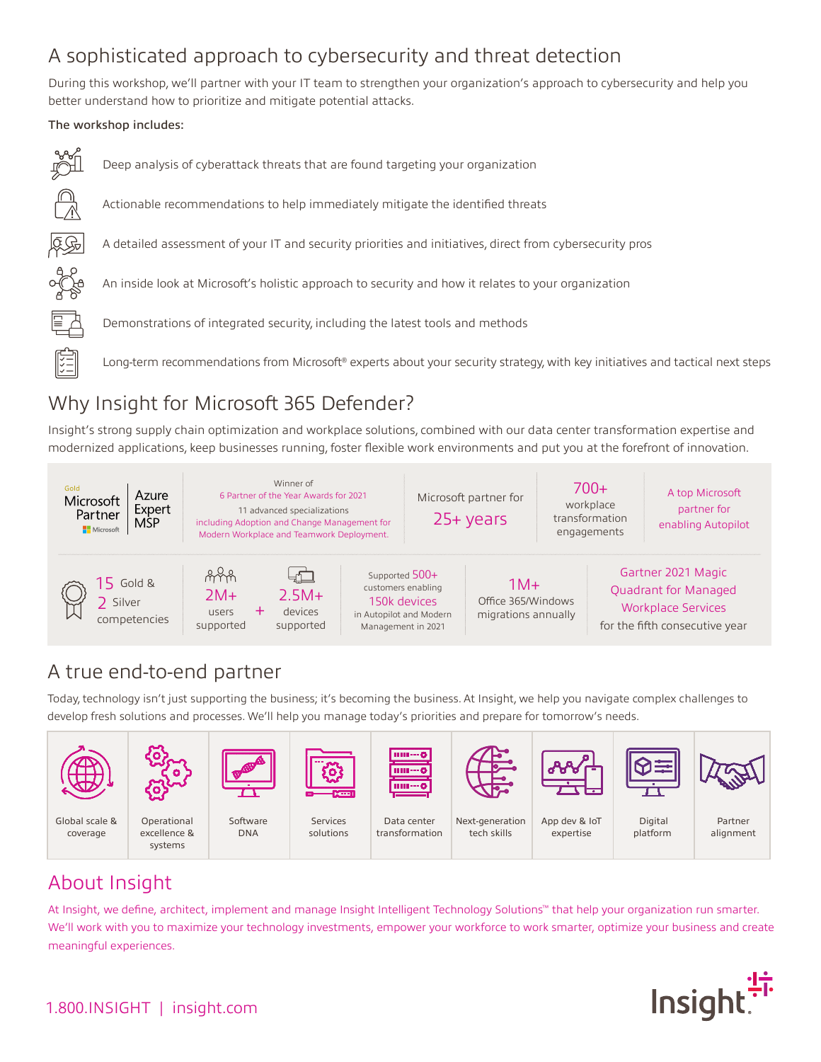## A sophisticated approach to cybersecurity and threat detection

During this workshop, we'll partner with your IT team to strengthen your organization's approach to cybersecurity and help you better understand how to prioritize and mitigate potential attacks.

**The workshop includes:**

- Deep analysis of cyberattack threats that are found targeting your organization
- Actionable recommendations to help immediately mitigate the identified threats
- A detailed assessment of your IT and security priorities and initiatives, direct from cybersecurity pros
- An inside look at Microsoft's holistic approach to security and how it relates to your organization
- Demonstrations of integrated security, including the latest tools and methods
- Long-term recommendations from Microsoft® experts about your security strategy, with key initiatives and tactical next steps

## Why Insight for Microsoft 365 Defender?

Insight's strong supply chain optimization and workplace solutions, combined with our data center transformation expertise and modernized applications, keep businesses running, foster flexible work environments and put you at the forefront of innovation.

Gold Microsoft Partner | Azure Expert MSP

Winner of 6 Partner of the Year Awards for 2021

11 advanced specializations including Adoption and Change Management for Modern Workplace and Teamwork Deployment.

Microsoft partner for 25+ years

700+ workplace transformation engagements

A top Microsoft partner for enabling Autopilot

15 Gold & 2 Silver competencies

2M+ users supported + 2.5M+ devices supported

Supported 500+ customers enabling 150k devices in Autopilot and Modern Management in 2021

1M+ Office 365/Windows migrations annually

Gartner 2021 Magic Quadrant for Managed Workplace Services for the fifth consecutive year

## A true end-to-end partner

Today, technology isn't just supporting the business; it's becoming the business. At Insight, we help you navigate complex challenges to develop fresh solutions and processes. We'll help you manage today's priorities and prepare for tomorrow's needs.

Global scale & coverage

Operational excellence & systems

Software DNA

Services solutions

Data center transformation

Next-generation tech skills

App dev & IoT expertise

Digital platform

Partner alignment

## About Insight

At Insight, we define, architect, implement and manage Insight Intelligent Technology Solutions™ that help your organization run smarter. We'll work with you to maximize your technology investments, empower your workforce to work smarter, optimize your business and create meaningful experiences.

1.800.INSIGHT | insight.com

Insight